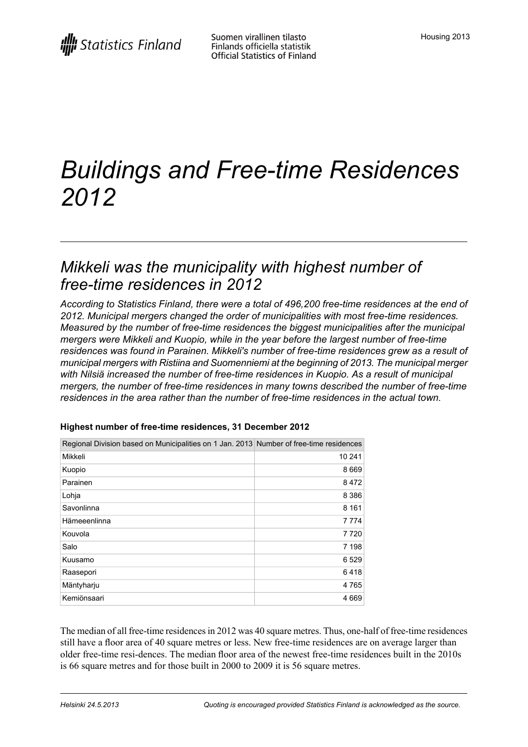Statistics Finland

Suomen virallinen tilasto
Finlands officiella statistik
Official Statistics of Finland

Housing 2013

# *Buildings and Free-time Residences 2012*

## *Mikkeli was the municipality with highest number of free-time residences in 2012*

*According to Statistics Finland, there were a total of 496,200 free-time residences at the end of 2012. Municipal mergers changed the order of municipalities with most free-time residences. Measured by the number of free-time residences the biggest municipalities after the municipal mergers were Mikkeli and Kuopio, while in the year before the largest number of free-time residences was found in Parainen. Mikkeli's number of free-time residences grew as a result of municipal mergers with Ristiina and Suomenniemi at the beginning of 2013. The municipal merger with Nilsiä increased the number of free-time residences in Kuopio. As a result of municipal mergers, the number of free-time residences in many towns described the number of free-time residences in the area rather than the number of free-time residences in the actual town.*

**Highest number of free-time residences, 31 December 2012**

| Regional Division based on Municipalities on 1 Jan. 2013 | Number of free-time residences |
|---|---|
| Mikkeli | 10 241 |
| Kuopio | 8 669 |
| Parainen | 8 472 |
| Lohja | 8 386 |
| Savonlinna | 8 161 |
| Hämeeenlinna | 7 774 |
| Kouvola | 7 720 |
| Salo | 7 198 |
| Kuusamo | 6 529 |
| Raasepori | 6 418 |
| Mäntyharju | 4 765 |
| Kemiönsaari | 4 669 |

The median of all free-time residences in 2012 was 40 square metres. Thus, one-half of free-time residences still have a floor area of 40 square metres or less. New free-time residences are on average larger than older free-time resi-dences. The median floor area of the newest free-time residences built in the 2010s is 66 square metres and for those built in 2000 to 2009 it is 56 square metres.

*Helsinki 24.5.2013*

*Quoting is encouraged provided Statistics Finland is acknowledged as the source.*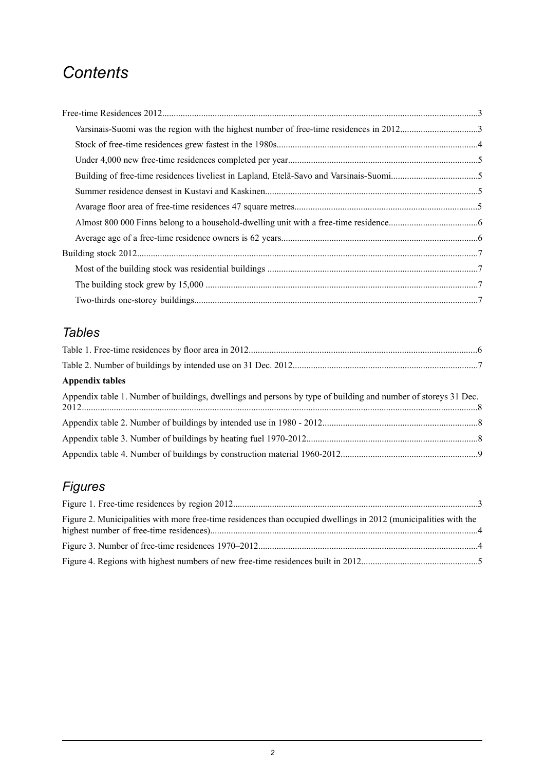# *Contents*

Free-time Residences 2012.........................................................................................................................................3

- Varsinais-Suomi was the region with the highest number of free-time residences in 2012.................................3
- Stock of free-time residences grew fastest in the 1980s.......................................................................................4
- Under 4,000 new free-time residences completed per year..................................................................................5
- Building of free-time residences liveliest in Lapland, Etelä-Savo and Varsinais-Suomi......................................5
- Summer residence densest in Kustavi and Kaskinen............................................................................................5
- Avarage floor area of free-time residences 47 square metres...............................................................................5
- Almost 800 000 Finns belong to a household-dwelling unit with a free-time residence.......................................6
- Average age of a free-time residence owners is 62 years.....................................................................................6

Building stock 2012...................................................................................................................................................7

- Most of the building stock was residential buildings ...........................................................................................7
- The building stock grew by 15,000 ......................................................................................................................7
- Two-thirds one-storey buildings...........................................................................................................................7

## *Tables*

Table 1. Free-time residences by floor area in 2012...................................................................................................6

Table 2. Number of buildings by intended use on 31 Dec. 2012................................................................................7

**Appendix tables**

Appendix table 1. Number of buildings, dwellings and persons by type of building and number of storeys 31 Dec. 2012..........................................................................................................................................................................8

Appendix table 2. Number of buildings by intended use in 1980 - 2012...................................................................8

Appendix table 3. Number of buildings by heating fuel 1970-2012..........................................................................8

Appendix table 4. Number of buildings by construction material 1960-2012...........................................................9

## *Figures*

Figure 1. Free-time residences by region 2012..........................................................................................................3

Figure 2. Municipalities with more free-time residences than occupied dwellings in 2012 (municipalities with the highest number of free-time residences)...................................................................................................................4

Figure 3. Number of free-time residences 1970–2012...............................................................................................4

Figure 4. Regions with highest numbers of new free-time residences built in 2012..................................................5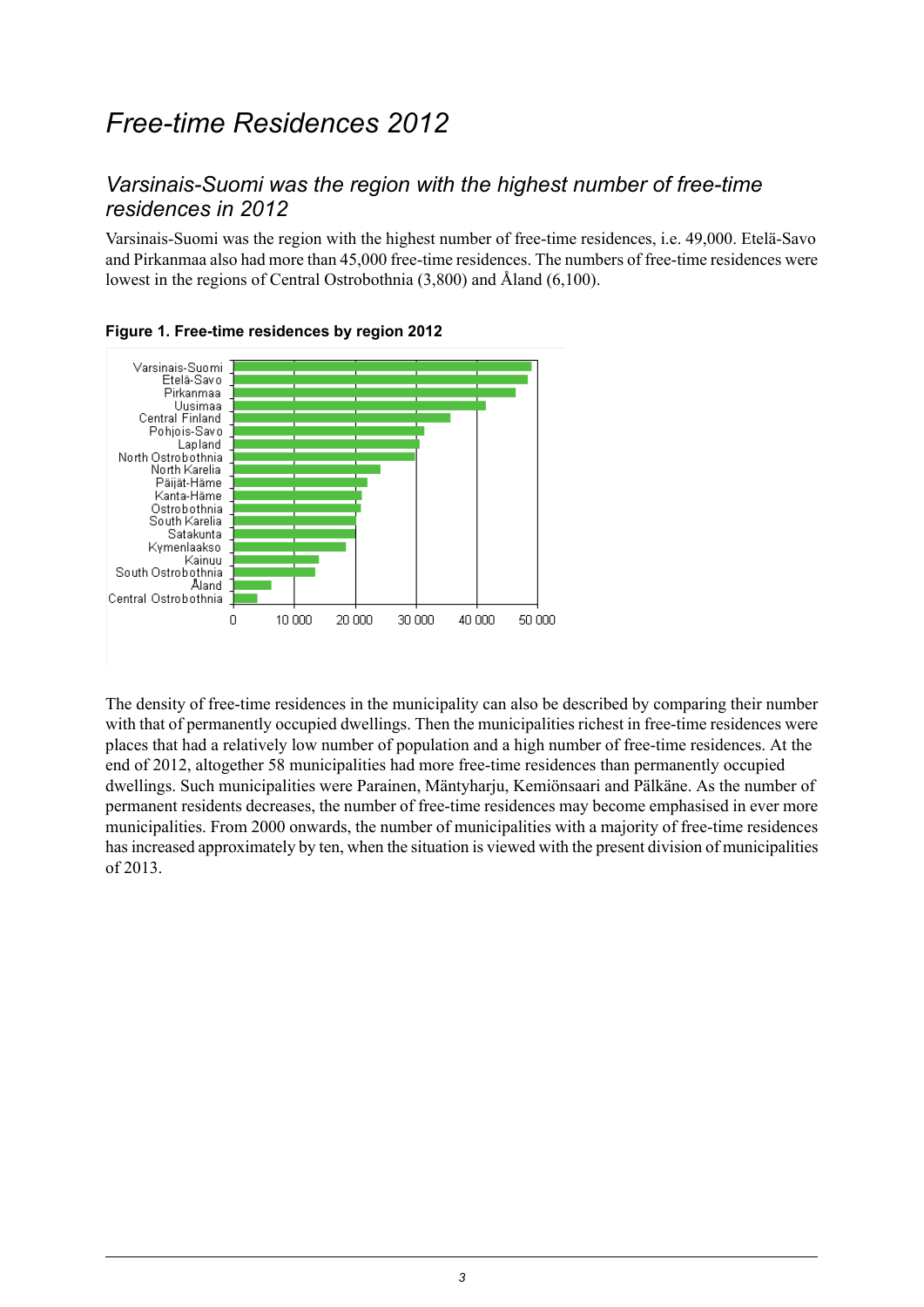# Free-time Residences 2012

## Varsinais-Suomi was the region with the highest number of free-time residences in 2012

Varsinais-Suomi was the region with the highest number of free-time residences, i.e. 49,000. Etelä-Savo and Pirkanmaa also had more than 45,000 free-time residences. The numbers of free-time residences were lowest in the regions of Central Ostrobothnia (3,800) and Åland (6,100).

**Figure 1. Free-time residences by region 2012**

The density of free-time residences in the municipality can also be described by comparing their number with that of permanently occupied dwellings. Then the municipalities richest in free-time residences were places that had a relatively low number of population and a high number of free-time residences. At the end of 2012, altogether 58 municipalities had more free-time residences than permanently occupied dwellings. Such municipalities were Parainen, Mäntyharju, Kemiönsaari and Pälkäne. As the number of permanent residents decreases, the number of free-time residences may become emphasised in ever more municipalities. From 2000 onwards, the number of municipalities with a majority of free-time residences has increased approximately by ten, when the situation is viewed with the present division of municipalities of 2013.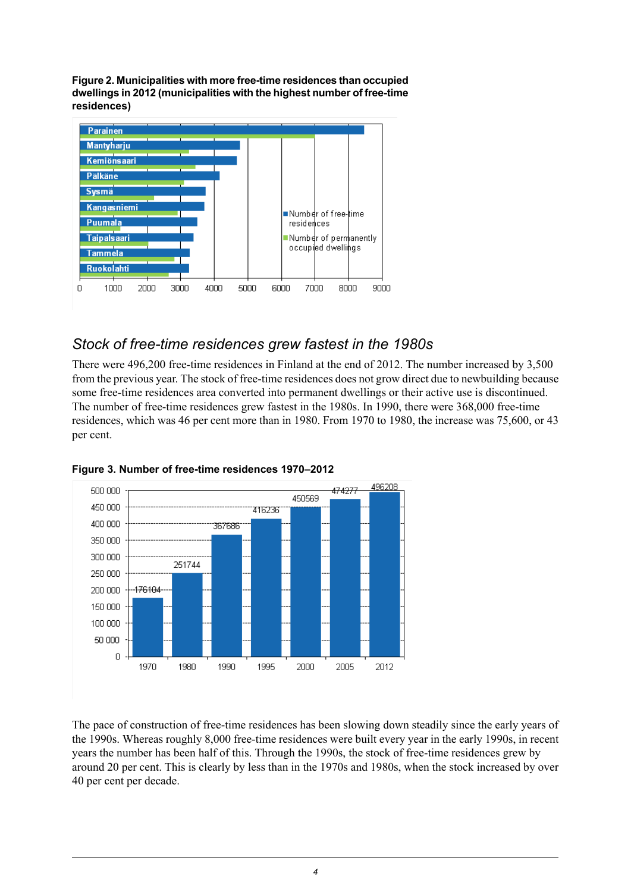**Figure 2. Municipalities with more free-time residences than occupied dwellings in 2012 (municipalities with the highest number of free-time residences)**

## *Stock of free-time residences grew fastest in the 1980s*

There were 496,200 free-time residences in Finland at the end of 2012. The number increased by 3,500 from the previous year. The stock of free-time residences does not grow direct due to newbuilding because some free-time residences area converted into permanent dwellings or their active use is discontinued. The number of free-time residences grew fastest in the 1980s. In 1990, there were 368,000 free-time residences, which was 46 per cent more than in 1980. From 1970 to 1980, the increase was 75,600, or 43 per cent.

**Figure 3. Number of free-time residences 1970–2012**

The pace of construction of free-time residences has been slowing down steadily since the early years of the 1990s. Whereas roughly 8,000 free-time residences were built every year in the early 1990s, in recent years the number has been half of this. Through the 1990s, the stock of free-time residences grew by around 20 per cent. This is clearly by less than in the 1970s and 1980s, when the stock increased by over 40 per cent per decade.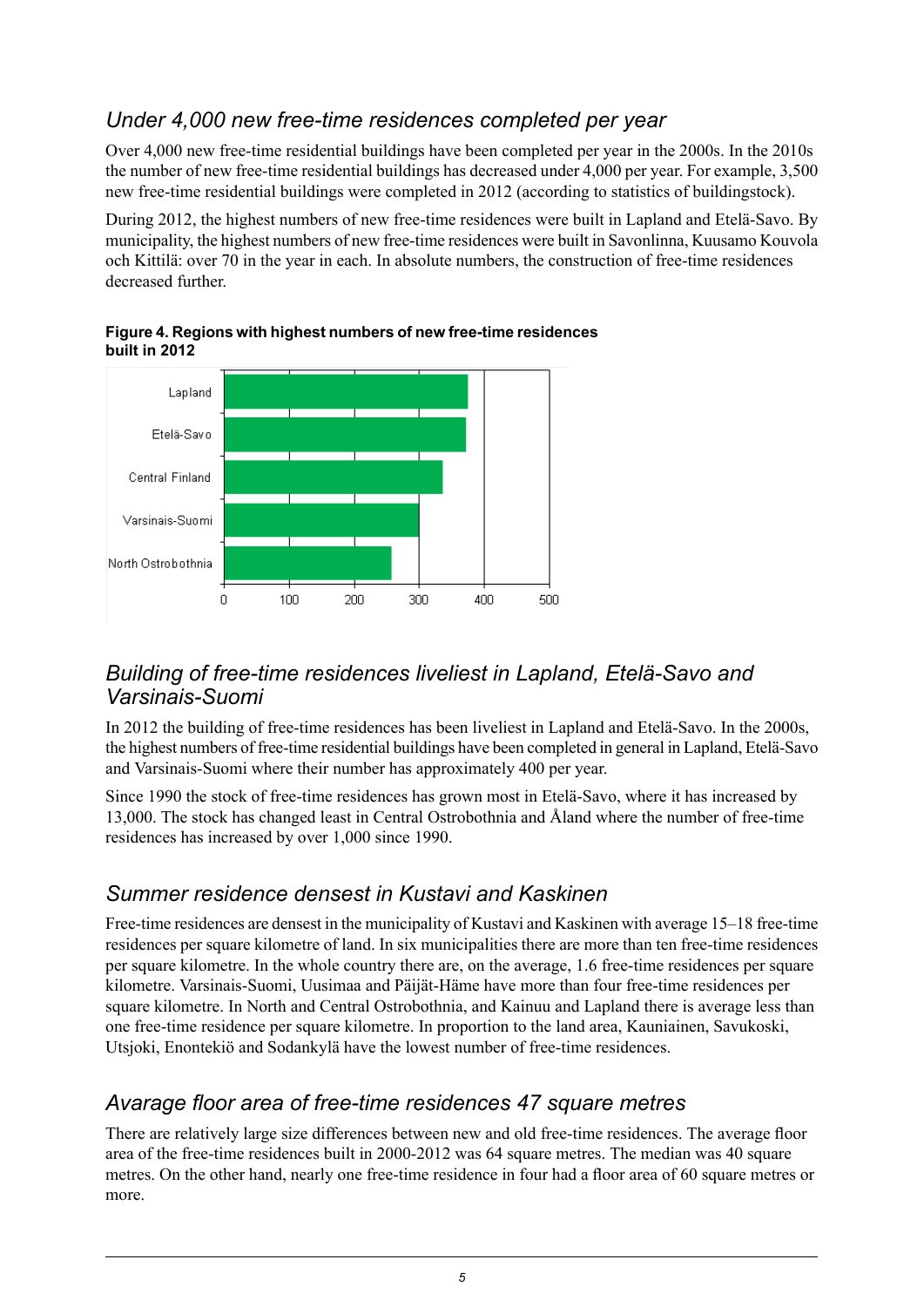## *Under 4,000 new free-time residences completed per year*

Over 4,000 new free-time residential buildings have been completed per year in the 2000s. In the 2010s the number of new free-time residential buildings has decreased under 4,000 per year. For example, 3,500 new free-time residential buildings were completed in 2012 (according to statistics of buildingstock).

During 2012, the highest numbers of new free-time residences were built in Lapland and Etelä-Savo. By municipality, the highest numbers of new free-time residences were built in Savonlinna, Kuusamo Kouvola och Kittilä: over 70 in the year in each. In absolute numbers, the construction of free-time residences decreased further.

**Figure 4. Regions with highest numbers of new free-time residences built in 2012**

Lapland
Etelä-Savo
Central Finland
Varsinais-Suomi
North Ostrobothnia

0 100 200 300 400 500

## *Building of free-time residences liveliest in Lapland, Etelä-Savo and Varsinais-Suomi*

In 2012 the building of free-time residences has been liveliest in Lapland and Etelä-Savo. In the 2000s, the highest numbers of free-time residential buildings have been completed in general in Lapland, Etelä-Savo and Varsinais-Suomi where their number has approximately 400 per year.

Since 1990 the stock of free-time residences has grown most in Etelä-Savo, where it has increased by 13,000. The stock has changed least in Central Ostrobothnia and Åland where the number of free-time residences has increased by over 1,000 since 1990.

## *Summer residence densest in Kustavi and Kaskinen*

Free-time residences are densest in the municipality of Kustavi and Kaskinen with average 15–18 free-time residences per square kilometre of land. In six municipalities there are more than ten free-time residences per square kilometre. In the whole country there are, on the average, 1.6 free-time residences per square kilometre. Varsinais-Suomi, Uusimaa and Päijät-Häme have more than four free-time residences per square kilometre. In North and Central Ostrobothnia, and Kainuu and Lapland there is average less than one free-time residence per square kilometre. In proportion to the land area, Kauniainen, Savukoski, Utsjoki, Enontekiö and Sodankylä have the lowest number of free-time residences.

## *Avarage floor area of free-time residences 47 square metres*

There are relatively large size differences between new and old free-time residences. The average floor area of the free-time residences built in 2000-2012 was 64 square metres. The median was 40 square metres. On the other hand, nearly one free-time residence in four had a floor area of 60 square metres or more.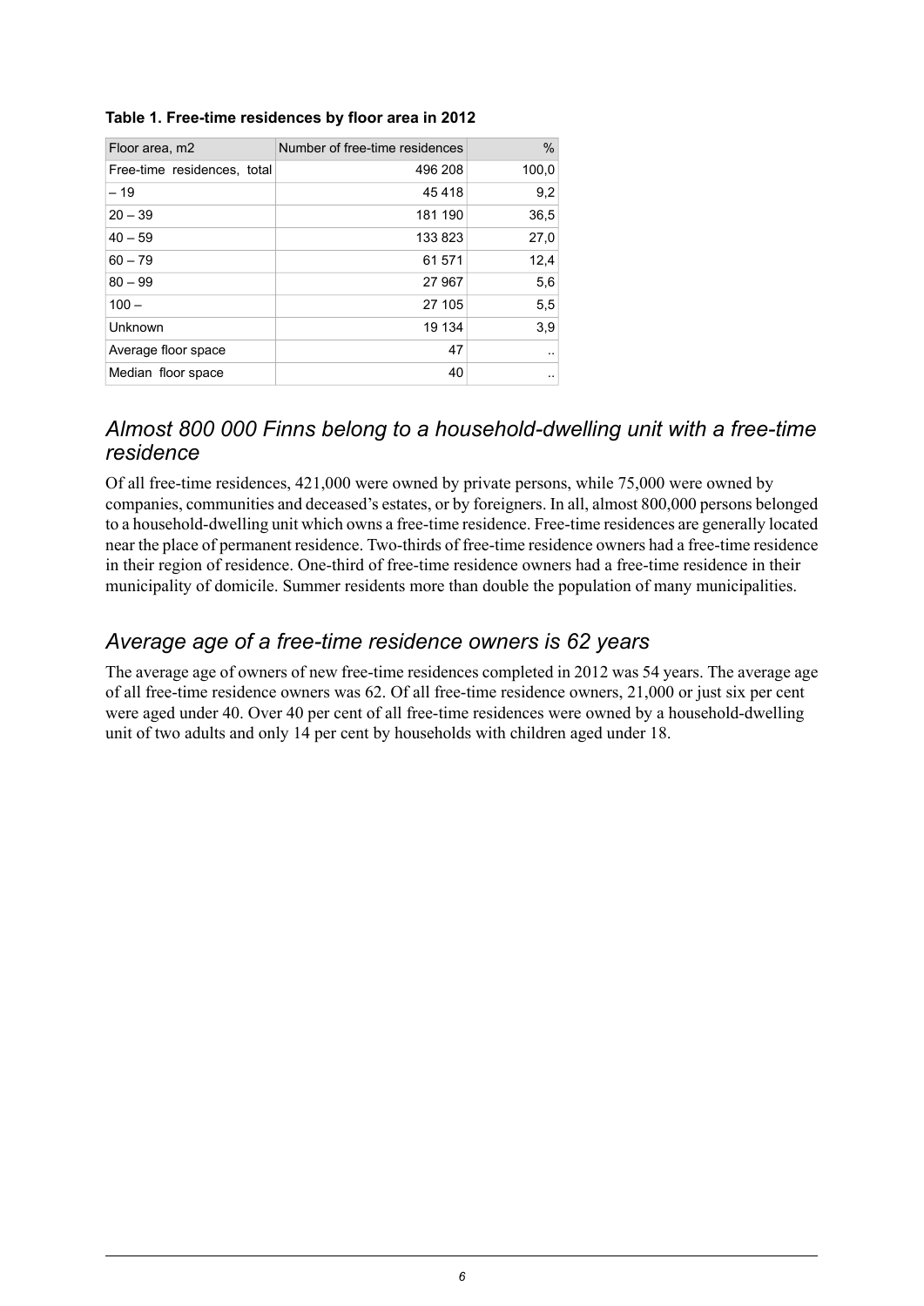**Table 1. Free-time residences by floor area in 2012**

| Floor area, m2 | Number of free-time residences | % |
|---|---|---|
| Free-time residences, total | 496 208 | 100,0 |
| – 19 | 45 418 | 9,2 |
| 20 – 39 | 181 190 | 36,5 |
| 40 – 59 | 133 823 | 27,0 |
| 60 – 79 | 61 571 | 12,4 |
| 80 – 99 | 27 967 | 5,6 |
| 100 – | 27 105 | 5,5 |
| Unknown | 19 134 | 3,9 |
| Average floor space | 47 | .. |
| Median floor space | 40 | .. |

## *Almost 800 000 Finns belong to a household-dwelling unit with a free-time residence*

Of all free-time residences, 421,000 were owned by private persons, while 75,000 were owned by companies, communities and deceased's estates, or by foreigners. In all, almost 800,000 persons belonged to a household-dwelling unit which owns a free-time residence. Free-time residences are generally located near the place of permanent residence. Two-thirds of free-time residence owners had a free-time residence in their region of residence. One-third of free-time residence owners had a free-time residence in their municipality of domicile. Summer residents more than double the population of many municipalities.

## *Average age of a free-time residence owners is 62 years*

The average age of owners of new free-time residences completed in 2012 was 54 years. The average age of all free-time residence owners was 62. Of all free-time residence owners, 21,000 or just six per cent were aged under 40. Over 40 per cent of all free-time residences were owned by a household-dwelling unit of two adults and only 14 per cent by households with children aged under 18.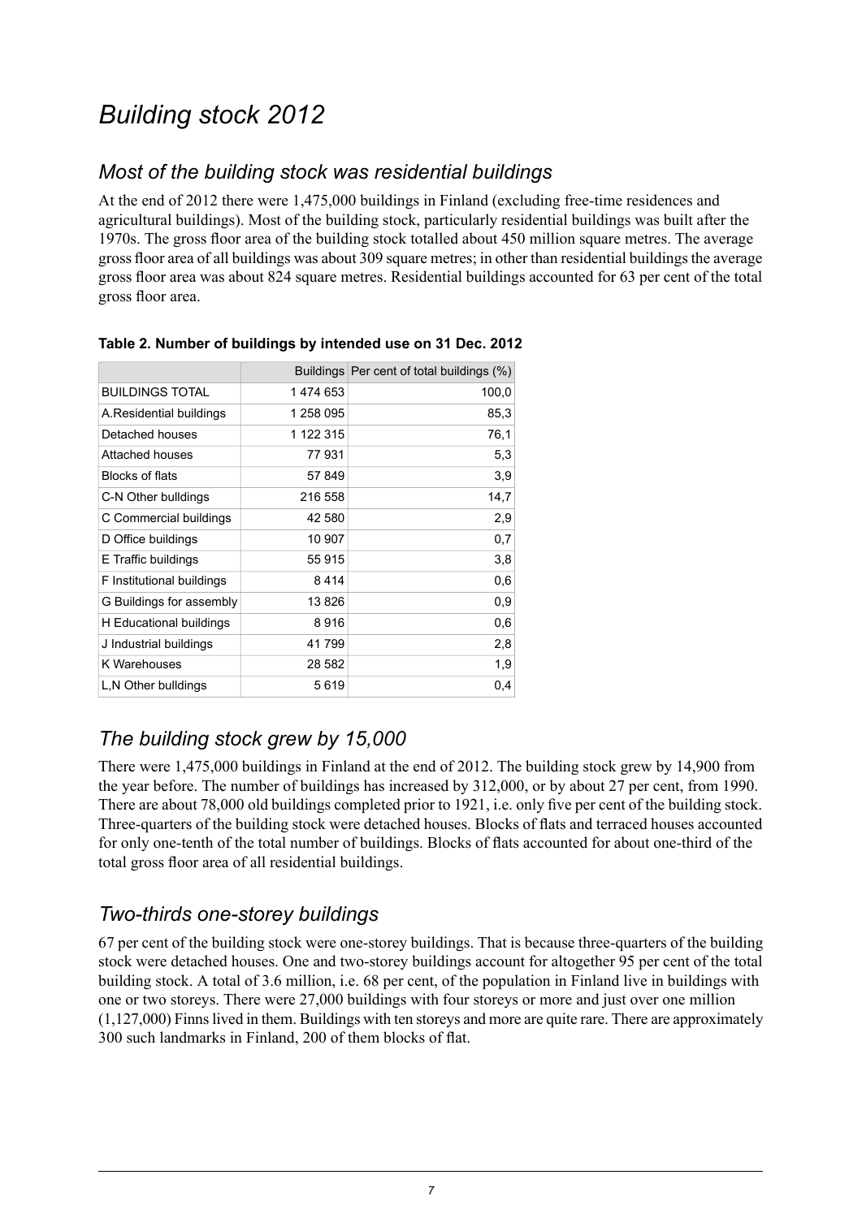# *Building stock 2012*

## *Most of the building stock was residential buildings*

At the end of 2012 there were 1,475,000 buildings in Finland (excluding free-time residences and agricultural buildings). Most of the building stock, particularly residential buildings was built after the 1970s. The gross floor area of the building stock totalled about 450 million square metres. The average gross floor area of all buildings was about 309 square metres; in other than residential buildings the average gross floor area was about 824 square metres. Residential buildings accounted for 63 per cent of the total gross floor area.

**Table 2. Number of buildings by intended use on 31 Dec. 2012**

| | Buildings | Per cent of total buildings (%) |
|---|---|---|
| BUILDINGS TOTAL | 1 474 653 | 100,0 |
| A.Residential buildings | 1 258 095 | 85,3 |
| Detached houses | 1 122 315 | 76,1 |
| Attached houses | 77 931 | 5,3 |
| Blocks of flats | 57 849 | 3,9 |
| C-N Other bulldings | 216 558 | 14,7 |
| C Commercial buildings | 42 580 | 2,9 |
| D Office buildings | 10 907 | 0,7 |
| E Traffic buildings | 55 915 | 3,8 |
| F Institutional buildings | 8 414 | 0,6 |
| G Buildings for assembly | 13 826 | 0,9 |
| H Educational buildings | 8 916 | 0,6 |
| J Industrial buildings | 41 799 | 2,8 |
| K Warehouses | 28 582 | 1,9 |
| L,N Other bulldings | 5 619 | 0,4 |

## *The building stock grew by 15,000*

There were 1,475,000 buildings in Finland at the end of 2012. The building stock grew by 14,900 from the year before. The number of buildings has increased by 312,000, or by about 27 per cent, from 1990. There are about 78,000 old buildings completed prior to 1921, i.e. only five per cent of the building stock. Three-quarters of the building stock were detached houses. Blocks of flats and terraced houses accounted for only one-tenth of the total number of buildings. Blocks of flats accounted for about one-third of the total gross floor area of all residential buildings.

## *Two-thirds one-storey buildings*

67 per cent of the building stock were one-storey buildings. That is because three-quarters of the building stock were detached houses. One and two-storey buildings account for altogether 95 per cent of the total building stock. A total of 3.6 million, i.e. 68 per cent, of the population in Finland live in buildings with one or two storeys. There were 27,000 buildings with four storeys or more and just over one million (1,127,000) Finns lived in them. Buildings with ten storeys and more are quite rare. There are approximately 300 such landmarks in Finland, 200 of them blocks of flat.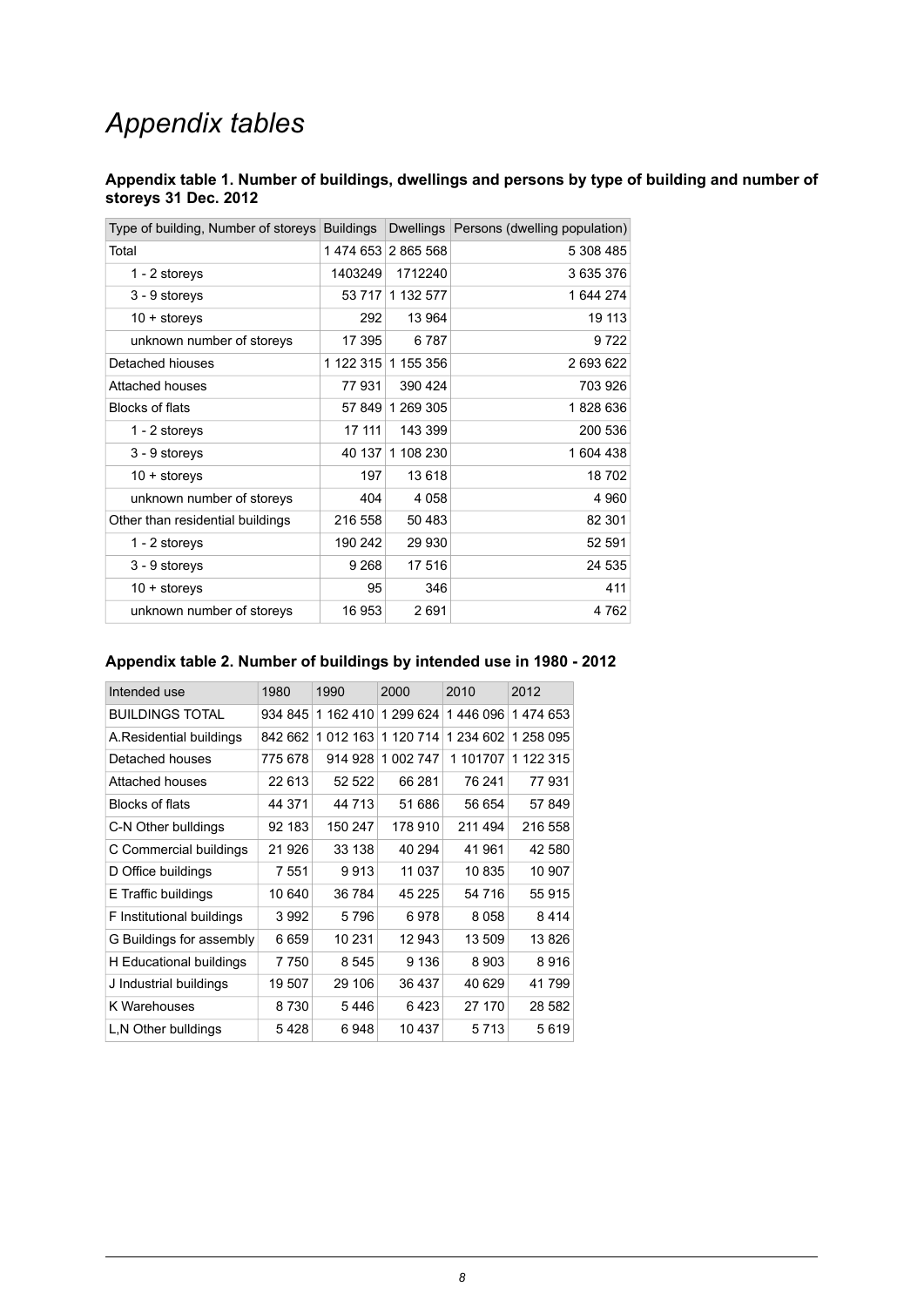# *Appendix tables*

**Appendix table 1. Number of buildings, dwellings and persons by type of building and number of storeys 31 Dec. 2012**

| Type of building, Number of storeys | Buildings | Dwellings | Persons (dwelling population) |
|---|---|---|---|
| Total | 1 474 653 | 2 865 568 | 5 308 485 |
| 1 - 2 storeys | 1403249 | 1712240 | 3 635 376 |
| 3 - 9 storeys | 53 717 | 1 132 577 | 1 644 274 |
| 10 + storeys | 292 | 13 964 | 19 113 |
| unknown number of storeys | 17 395 | 6 787 | 9 722 |
| Detached hiouses | 1 122 315 | 1 155 356 | 2 693 622 |
| Attached houses | 77 931 | 390 424 | 703 926 |
| Blocks of flats | 57 849 | 1 269 305 | 1 828 636 |
| 1 - 2 storeys | 17 111 | 143 399 | 200 536 |
| 3 - 9 storeys | 40 137 | 1 108 230 | 1 604 438 |
| 10 + storeys | 197 | 13 618 | 18 702 |
| unknown number of storeys | 404 | 4 058 | 4 960 |
| Other than residential buildings | 216 558 | 50 483 | 82 301 |
| 1 - 2 storeys | 190 242 | 29 930 | 52 591 |
| 3 - 9 storeys | 9 268 | 17 516 | 24 535 |
| 10 + storeys | 95 | 346 | 411 |
| unknown number of storeys | 16 953 | 2 691 | 4 762 |

**Appendix table 2. Number of buildings by intended use in 1980 - 2012**

| Intended use | 1980 | 1990 | 2000 | 2010 | 2012 |
|---|---|---|---|---|---|
| BUILDINGS TOTAL | 934 845 | 1 162 410 | 1 299 624 | 1 446 096 | 1 474 653 |
| A.Residential buildings | 842 662 | 1 012 163 | 1 120 714 | 1 234 602 | 1 258 095 |
| Detached houses | 775 678 | 914 928 | 1 002 747 | 1 101707 | 1 122 315 |
| Attached houses | 22 613 | 52 522 | 66 281 | 76 241 | 77 931 |
| Blocks of flats | 44 371 | 44 713 | 51 686 | 56 654 | 57 849 |
| C-N Other bulldings | 92 183 | 150 247 | 178 910 | 211 494 | 216 558 |
| C Commercial buildings | 21 926 | 33 138 | 40 294 | 41 961 | 42 580 |
| D Office buildings | 7 551 | 9 913 | 11 037 | 10 835 | 10 907 |
| E Traffic buildings | 10 640 | 36 784 | 45 225 | 54 716 | 55 915 |
| F Institutional buildings | 3 992 | 5 796 | 6 978 | 8 058 | 8 414 |
| G Buildings for assembly | 6 659 | 10 231 | 12 943 | 13 509 | 13 826 |
| H Educational buildings | 7 750 | 8 545 | 9 136 | 8 903 | 8 916 |
| J Industrial buildings | 19 507 | 29 106 | 36 437 | 40 629 | 41 799 |
| K Warehouses | 8 730 | 5 446 | 6 423 | 27 170 | 28 582 |
| L,N Other bulldings | 5 428 | 6 948 | 10 437 | 5 713 | 5 619 |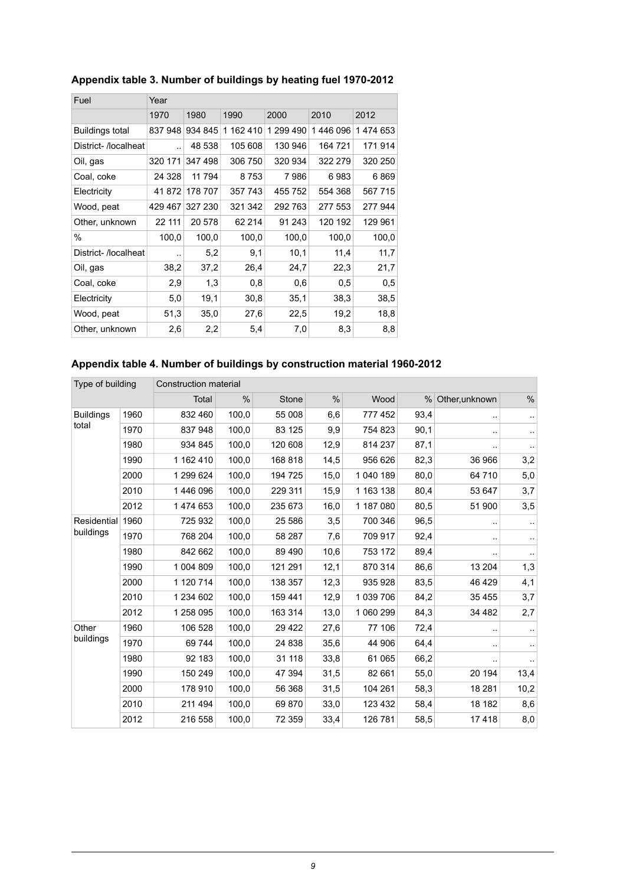### Appendix table 3. Number of buildings by heating fuel 1970-2012

| Fuel | Year | | | | | |
|---|---|---|---|---|---|---|
| | 1970 | 1980 | 1990 | 2000 | 2010 | 2012 |
| Buildings total | 837 948 | 934 845 | 1 162 410 | 1 299 490 | 1 446 096 | 1 474 653 |
| District- /localheat | .. | 48 538 | 105 608 | 130 946 | 164 721 | 171 914 |
| Oil, gas | 320 171 | 347 498 | 306 750 | 320 934 | 322 279 | 320 250 |
| Coal, coke | 24 328 | 11 794 | 8 753 | 7 986 | 6 983 | 6 869 |
| Electricity | 41 872 | 178 707 | 357 743 | 455 752 | 554 368 | 567 715 |
| Wood, peat | 429 467 | 327 230 | 321 342 | 292 763 | 277 553 | 277 944 |
| Other, unknown | 22 111 | 20 578 | 62 214 | 91 243 | 120 192 | 129 961 |
| % | 100,0 | 100,0 | 100,0 | 100,0 | 100,0 | 100,0 |
| District- /localheat | .. | 5,2 | 9,1 | 10,1 | 11,4 | 11,7 |
| Oil, gas | 38,2 | 37,2 | 26,4 | 24,7 | 22,3 | 21,7 |
| Coal, coke | 2,9 | 1,3 | 0,8 | 0,6 | 0,5 | 0,5 |
| Electricity | 5,0 | 19,1 | 30,8 | 35,1 | 38,3 | 38,5 |
| Wood, peat | 51,3 | 35,0 | 27,6 | 22,5 | 19,2 | 18,8 |
| Other, unknown | 2,6 | 2,2 | 5,4 | 7,0 | 8,3 | 8,8 |

### Appendix table 4. Number of buildings by construction material 1960-2012

| Type of building | | Construction material | | | | | | | |
|---|---|---|---|---|---|---|---|---|---|
| | | Total | % | Stone | % | Wood | % | Other,unknown | % |
| Buildings total | 1960 | 832 460 | 100,0 | 55 008 | 6,6 | 777 452 | 93,4 | .. | .. |
| | 1970 | 837 948 | 100,0 | 83 125 | 9,9 | 754 823 | 90,1 | .. | .. |
| | 1980 | 934 845 | 100,0 | 120 608 | 12,9 | 814 237 | 87,1 | .. | .. |
| | 1990 | 1 162 410 | 100,0 | 168 818 | 14,5 | 956 626 | 82,3 | 36 966 | 3,2 |
| | 2000 | 1 299 624 | 100,0 | 194 725 | 15,0 | 1 040 189 | 80,0 | 64 710 | 5,0 |
| | 2010 | 1 446 096 | 100,0 | 229 311 | 15,9 | 1 163 138 | 80,4 | 53 647 | 3,7 |
| | 2012 | 1 474 653 | 100,0 | 235 673 | 16,0 | 1 187 080 | 80,5 | 51 900 | 3,5 |
| Residential buildings | 1960 | 725 932 | 100,0 | 25 586 | 3,5 | 700 346 | 96,5 | .. | .. |
| | 1970 | 768 204 | 100,0 | 58 287 | 7,6 | 709 917 | 92,4 | .. | .. |
| | 1980 | 842 662 | 100,0 | 89 490 | 10,6 | 753 172 | 89,4 | .. | .. |
| | 1990 | 1 004 809 | 100,0 | 121 291 | 12,1 | 870 314 | 86,6 | 13 204 | 1,3 |
| | 2000 | 1 120 714 | 100,0 | 138 357 | 12,3 | 935 928 | 83,5 | 46 429 | 4,1 |
| | 2010 | 1 234 602 | 100,0 | 159 441 | 12,9 | 1 039 706 | 84,2 | 35 455 | 3,7 |
| | 2012 | 1 258 095 | 100,0 | 163 314 | 13,0 | 1 060 299 | 84,3 | 34 482 | 2,7 |
| Other buildings | 1960 | 106 528 | 100,0 | 29 422 | 27,6 | 77 106 | 72,4 | .. | .. |
| | 1970 | 69 744 | 100,0 | 24 838 | 35,6 | 44 906 | 64,4 | .. | .. |
| | 1980 | 92 183 | 100,0 | 31 118 | 33,8 | 61 065 | 66,2 | .. | .. |
| | 1990 | 150 249 | 100,0 | 47 394 | 31,5 | 82 661 | 55,0 | 20 194 | 13,4 |
| | 2000 | 178 910 | 100,0 | 56 368 | 31,5 | 104 261 | 58,3 | 18 281 | 10,2 |
| | 2010 | 211 494 | 100,0 | 69 870 | 33,0 | 123 432 | 58,4 | 18 182 | 8,6 |
| | 2012 | 216 558 | 100,0 | 72 359 | 33,4 | 126 781 | 58,5 | 17 418 | 8,0 |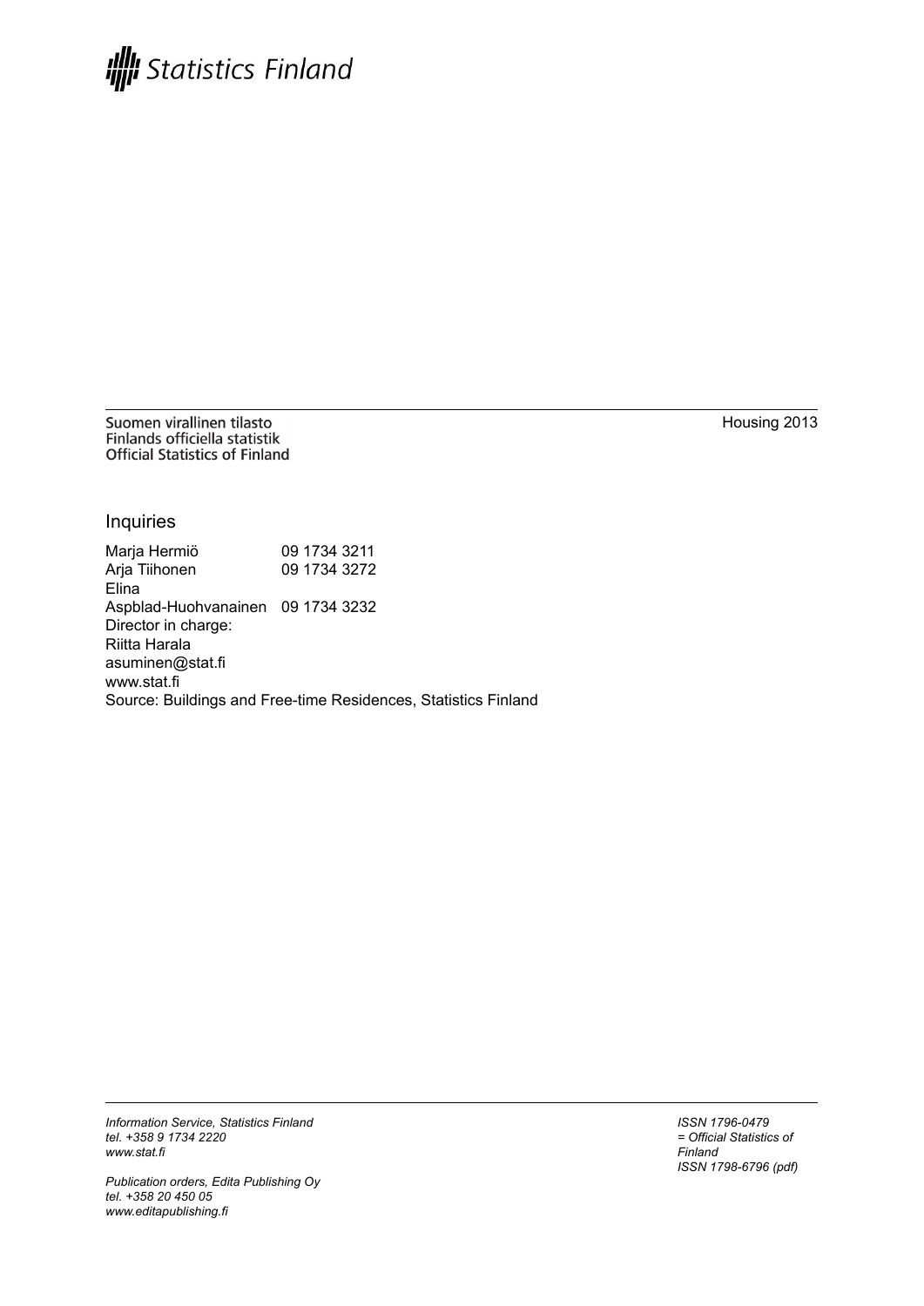Statistics Finland

Suomen virallinen tilasto
Finlands officiella statistik
**Official Statistics of Finland**

Housing 2013

## Inquiries

| | |
|---|---|
| Marja Hermiö | 09 1734 3211 |
| Arja Tiihonen | 09 1734 3272 |
| Elina Aspblad-Huohvanainen | 09 1734 3232 |

Director in charge:
Riitta Harala
asuminen@stat.fi
www.stat.fi
Source: Buildings and Free-time Residences, Statistics Finland

*Information Service, Statistics Finland*
*tel. +358 9 1734 2220*
*www.stat.fi*

*Publication orders, Edita Publishing Oy*
*tel. +358 20 450 05*
*www.editapublishing.fi*

*ISSN 1796-0479*
*= Official Statistics of Finland*
*ISSN 1798-6796 (pdf)*